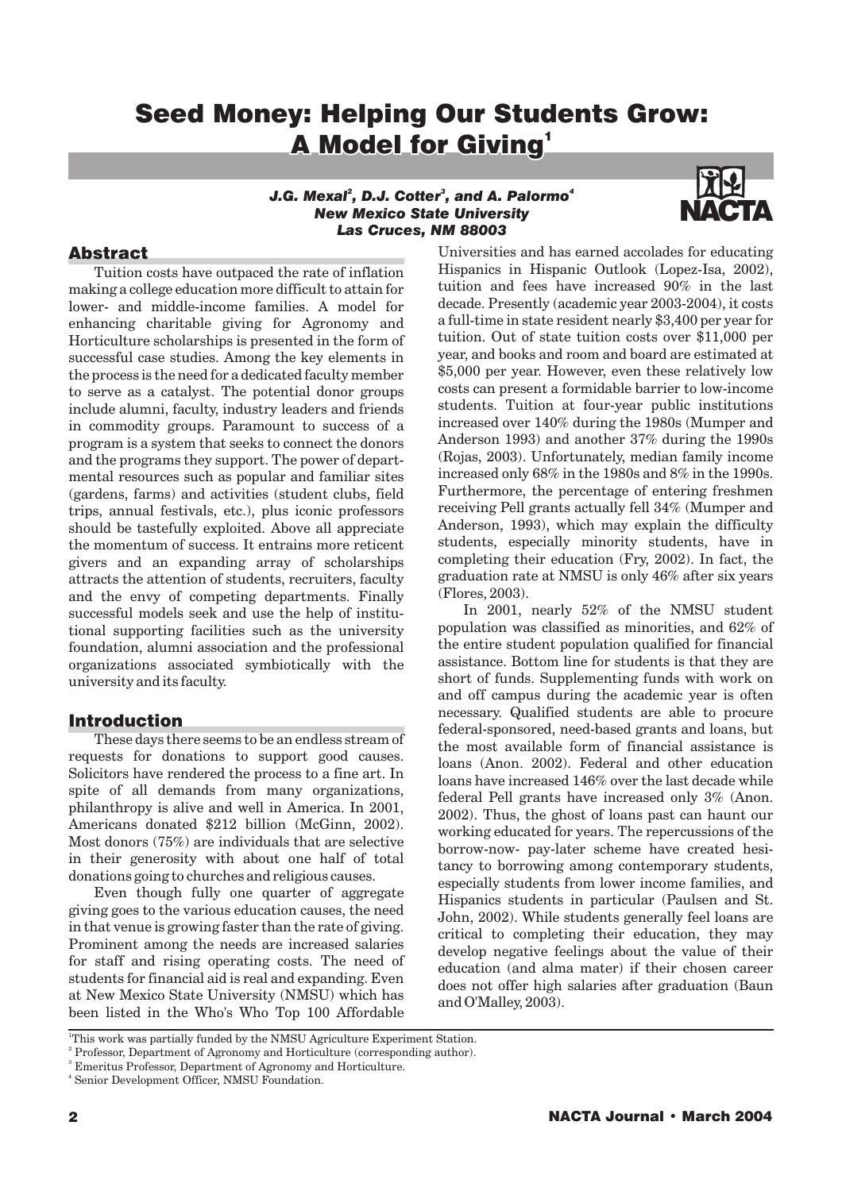# Seed Money: Helping Our Students Grow: A Model for Giving[1]

***J.G. Mexal[2], D.J. Cotter[3], and A. Palormo[4]***
***New Mexico State University***
***Las Cruces, NM 88003***

## Abstract

Tuition costs have outpaced the rate of inflation making a college education more difficult to attain for lower- and middle-income families. A model for enhancing charitable giving for Agronomy and Horticulture scholarships is presented in the form of successful case studies. Among the key elements in the process is the need for a dedicated faculty member to serve as a catalyst. The potential donor groups include alumni, faculty, industry leaders and friends in commodity groups. Paramount to success of a program is a system that seeks to connect the donors and the programs they support. The power of departmental resources such as popular and familiar sites (gardens, farms) and activities (student clubs, field trips, annual festivals, etc.), plus iconic professors should be tastefully exploited. Above all appreciate the momentum of success. It entrains more reticent givers and an expanding array of scholarships attracts the attention of students, recruiters, faculty and the envy of competing departments. Finally successful models seek and use the help of institutional supporting facilities such as the university foundation, alumni association and the professional organizations associated symbiotically with the university and its faculty.

## Introduction

These days there seems to be an endless stream of requests for donations to support good causes. Solicitors have rendered the process to a fine art. In spite of all demands from many organizations, philanthropy is alive and well in America. In 2001, Americans donated $212 billion (McGinn, 2002). Most donors (75%) are individuals that are selective in their generosity with about one half of total donations going to churches and religious causes.

Even though fully one quarter of aggregate giving goes to the various education causes, the need in that venue is growing faster than the rate of giving. Prominent among the needs are increased salaries for staff and rising operating costs. The need of students for financial aid is real and expanding. Even at New Mexico State University (NMSU) which has been listed in the Who's Who Top 100 Affordable Universities and has earned accolades for educating Hispanics in Hispanic Outlook (Lopez-Isa, 2002), tuition and fees have increased 90% in the last decade. Presently (academic year 2003-2004), it costs a full-time in state resident nearly $3,400 per year for tuition. Out of state tuition costs over $11,000 per year, and books and room and board are estimated at $5,000 per year. However, even these relatively low costs can present a formidable barrier to low-income students. Tuition at four-year public institutions increased over 140% during the 1980s (Mumper and Anderson 1993) and another 37% during the 1990s (Rojas, 2003). Unfortunately, median family income increased only 68% in the 1980s and 8% in the 1990s. Furthermore, the percentage of entering freshmen receiving Pell grants actually fell 34% (Mumper and Anderson, 1993), which may explain the difficulty students, especially minority students, have in completing their education (Fry, 2002). In fact, the graduation rate at NMSU is only 46% after six years (Flores, 2003).

In 2001, nearly 52% of the NMSU student population was classified as minorities, and 62% of the entire student population qualified for financial assistance. Bottom line for students is that they are short of funds. Supplementing funds with work on and off campus during the academic year is often necessary. Qualified students are able to procure federal-sponsored, need-based grants and loans, but the most available form of financial assistance is loans (Anon. 2002). Federal and other education loans have increased 146% over the last decade while federal Pell grants have increased only 3% (Anon. 2002). Thus, the ghost of loans past can haunt our working educated for years. The repercussions of the borrow-now- pay-later scheme have created hesitancy to borrowing among contemporary students, especially students from lower income families, and Hispanics students in particular (Paulsen and St. John, 2002). While students generally feel loans are critical to completing their education, they may develop negative feelings about the value of their education (and alma mater) if their chosen career does not offer high salaries after graduation (Baun and O'Malley, 2003).

---

[1] This work was partially funded by the NMSU Agriculture Experiment Station.
[2] Professor, Department of Agronomy and Horticulture (corresponding author).
[3] Emeritus Professor, Department of Agronomy and Horticulture.
[4] Senior Development Officer, NMSU Foundation.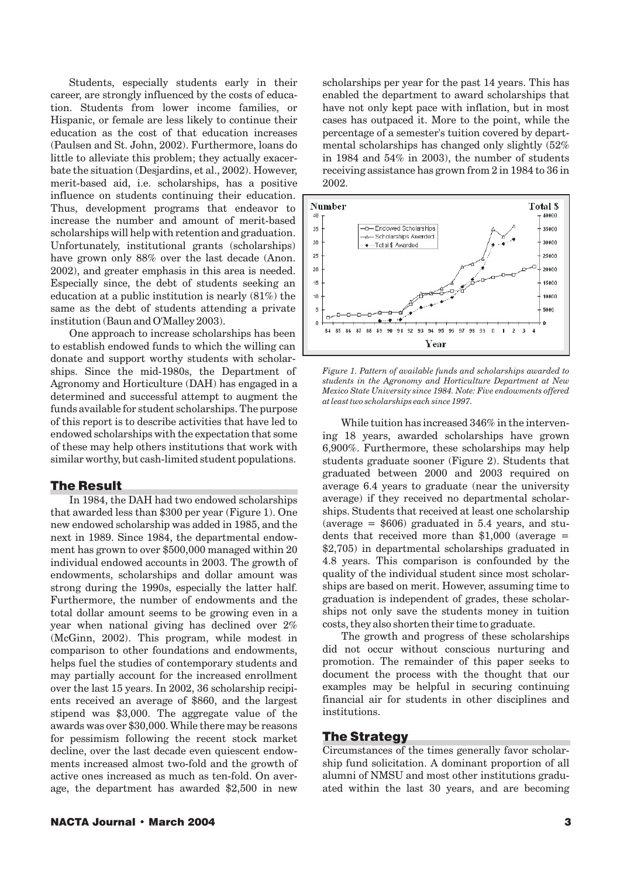Students, especially students early in their career, are strongly influenced by the costs of education. Students from lower income families, or Hispanic, or female are less likely to continue their education as the cost of that education increases (Paulsen and St. John, 2002). Furthermore, loans do little to alleviate this problem; they actually exacerbate the situation (Desjardins, et al., 2002). However, merit-based aid, i.e. scholarships, has a positive influence on students continuing their education. Thus, development programs that endeavor to increase the number and amount of merit-based scholarships will help with retention and graduation. Unfortunately, institutional grants (scholarships) have grown only 88% over the last decade (Anon. 2002), and greater emphasis in this area is needed. Especially since, the debt of students seeking an education at a public institution is nearly (81%) the same as the debt of students attending a private institution (Baun and O'Malley 2003).

One approach to increase scholarships has been to establish endowed funds to which the willing can donate and support worthy students with scholarships. Since the mid-1980s, the Department of Agronomy and Horticulture (DAH) has engaged in a determined and successful attempt to augment the funds available for student scholarships. The purpose of this report is to describe activities that have led to endowed scholarships with the expectation that some of these may help others institutions that work with similar worthy, but cash-limited student populations.

## The Result

In 1984, the DAH had two endowed scholarships that awarded less than $300 per year (Figure 1). One new endowed scholarship was added in 1985, and the next in 1989. Since 1984, the departmental endowment has grown to over $500,000 managed within 20 individual endowed accounts in 2003. The growth of endowments, scholarships and dollar amount was strong during the 1990s, especially the latter half. Furthermore, the number of endowments and the total dollar amount seems to be growing even in a year when national giving has declined over 2% (McGinn, 2002). This program, while modest in comparison to other foundations and endowments, helps fuel the studies of contemporary students and may partially account for the increased enrollment over the last 15 years. In 2002, 36 scholarship recipients received an average of $860, and the largest stipend was $3,000. The aggregate value of the awards was over $30,000. While there may be reasons for pessimism following the recent stock market decline, over the last decade even quiescent endowments increased almost two-fold and the growth of active ones increased as much as ten-fold. On average, the department has awarded $2,500 in new scholarships per year for the past 14 years. This has enabled the department to award scholarships that have not only kept pace with inflation, but in most cases has outpaced it. More to the point, while the percentage of a semester's tuition covered by departmental scholarships has changed only slightly (52% in 1984 and 54% in 2003), the number of students receiving assistance has grown from 2 in 1984 to 36 in 2002.

*Figure 1. Pattern of available funds and scholarships awarded to students in the Agronomy and Horticulture Department at New Mexico State University since 1984. Note: Five endowments offered at least two scholarships each since 1997.*

While tuition has increased 346% in the intervening 18 years, awarded scholarships have grown 6,900%. Furthermore, these scholarships may help students graduate sooner (Figure 2). Students that graduated between 2000 and 2003 required on average 6.4 years to graduate (near the university average) if they received no departmental scholarships. Students that received at least one scholarship (average = $606) graduated in 5.4 years, and students that received more than $1,000 (average = $2,705) in departmental scholarships graduated in 4.8 years. This comparison is confounded by the quality of the individual student since most scholarships are based on merit. However, assuming time to graduation is independent of grades, these scholarships not only save the students money in tuition costs, they also shorten their time to graduate.

The growth and progress of these scholarships did not occur without conscious nurturing and promotion. The remainder of this paper seeks to document the process with the thought that our examples may be helpful in securing continuing financial air for students in other disciplines and institutions.

## The Strategy

Circumstances of the times generally favor scholarship fund solicitation. A dominant proportion of all alumni of NMSU and most other institutions graduated within the last 30 years, and are becoming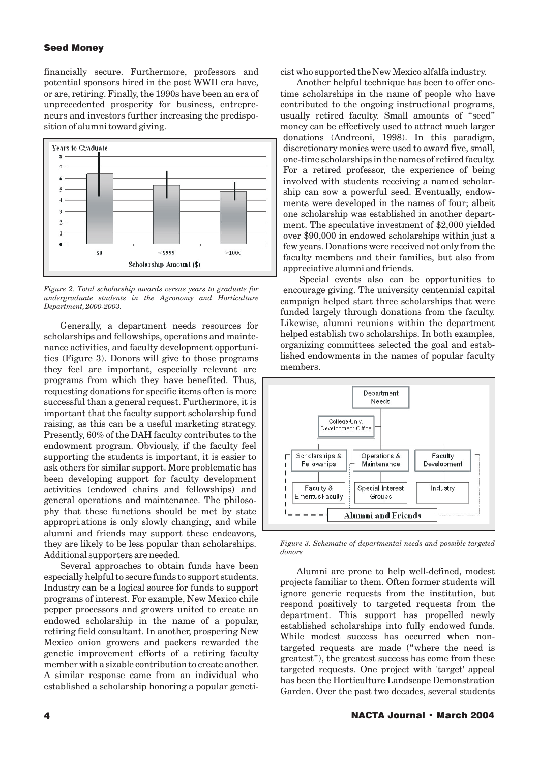financially secure. Furthermore, professors and potential sponsors hired in the post WWII era have, or are, retiring. Finally, the 1990s have been an era of unprecedented prosperity for business, entrepreneurs and investors further increasing the predisposition of alumni toward giving.

*Figure 2. Total scholarship awards versus years to graduate for undergraduate students in the Agronomy and Horticulture Department, 2000-2003.*

Generally, a department needs resources for scholarships and fellowships, operations and maintenance activities, and faculty development opportunities (Figure 3). Donors will give to those programs they feel are important, especially relevant are programs from which they have benefited. Thus, requesting donations for specific items often is more successful than a general request. Furthermore, it is important that the faculty support scholarship fund raising, as this can be a useful marketing strategy. Presently, 60% of the DAH faculty contributes to the endowment program. Obviously, if the faculty feel supporting the students is important, it is easier to ask others for similar support. More problematic has been developing support for faculty development activities (endowed chairs and fellowships) and general operations and maintenance. The philosophy that these functions should be met by state appropri.ations is only slowly changing, and while alumni and friends may support these endeavors, they are likely to be less popular than scholarships. Additional supporters are needed.

Several approaches to obtain funds have been especially helpful to secure funds to support students. Industry can be a logical source for funds to support programs of interest. For example, New Mexico chile pepper processors and growers united to create an endowed scholarship in the name of a popular, retiring field consultant. In another, prospering New Mexico onion growers and packers rewarded the genetic improvement efforts of a retiring faculty member with a sizable contribution to create another. A similar response came from an individual who established a scholarship honoring a popular geneticist who supported the New Mexico alfalfa industry.

Another helpful technique has been to offer one-time scholarships in the name of people who have contributed to the ongoing instructional programs, usually retired faculty. Small amounts of "seed" money can be effectively used to attract much larger donations (Andreoni, 1998). In this paradigm, discretionary monies were used to award five, small, one-time scholarships in the names of retired faculty. For a retired professor, the experience of being involved with students receiving a named scholarship can sow a powerful seed. Eventually, endowments were developed in the names of four; albeit one scholarship was established in another department. The speculative investment of $2,000 yielded over $90,000 in endowed scholarships within just a few years. Donations were received not only from the faculty members and their families, but also from appreciative alumni and friends.

Special events also can be opportunities to encourage giving. The university centennial capital campaign helped start three scholarships that were funded largely through donations from the faculty. Likewise, alumni reunions within the department helped establish two scholarships. In both examples, organizing committees selected the goal and established endowments in the names of popular faculty members.

*Figure 3. Schematic of departmental needs and possible targeted donors*

Alumni are prone to help well-defined, modest projects familiar to them. Often former students will ignore generic requests from the institution, but respond positively to targeted requests from the department. This support has propelled newly established scholarships into fully endowed funds. While modest success has occurred when non-targeted requests are made ("where the need is greatest"), the greatest success has come from these targeted requests. One project with 'target' appeal has been the Horticulture Landscape Demonstration Garden. Over the past two decades, several students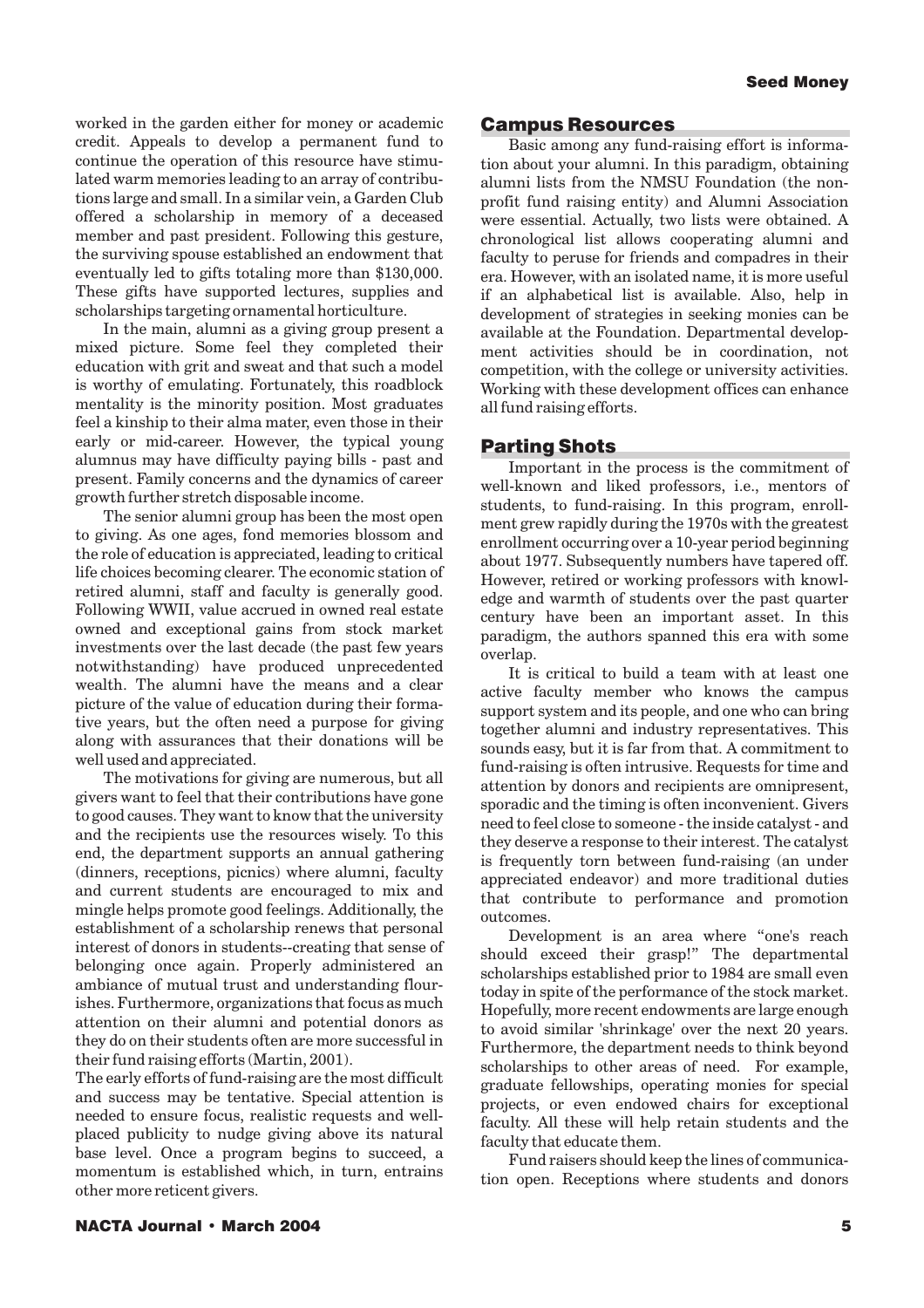worked in the garden either for money or academic credit. Appeals to develop a permanent fund to continue the operation of this resource have stimulated warm memories leading to an array of contributions large and small. In a similar vein, a Garden Club offered a scholarship in memory of a deceased member and past president. Following this gesture, the surviving spouse established an endowment that eventually led to gifts totaling more than $130,000. These gifts have supported lectures, supplies and scholarships targeting ornamental horticulture.

In the main, alumni as a giving group present a mixed picture. Some feel they completed their education with grit and sweat and that such a model is worthy of emulating. Fortunately, this roadblock mentality is the minority position. Most graduates feel a kinship to their alma mater, even those in their early or mid-career. However, the typical young alumnus may have difficulty paying bills - past and present. Family concerns and the dynamics of career growth further stretch disposable income.

The senior alumni group has been the most open to giving. As one ages, fond memories blossom and the role of education is appreciated, leading to critical life choices becoming clearer. The economic station of retired alumni, staff and faculty is generally good. Following WWII, value accrued in owned real estate owned and exceptional gains from stock market investments over the last decade (the past few years notwithstanding) have produced unprecedented wealth. The alumni have the means and a clear picture of the value of education during their formative years, but the often need a purpose for giving along with assurances that their donations will be well used and appreciated.

The motivations for giving are numerous, but all givers want to feel that their contributions have gone to good causes. They want to know that the university and the recipients use the resources wisely. To this end, the department supports an annual gathering (dinners, receptions, picnics) where alumni, faculty and current students are encouraged to mix and mingle helps promote good feelings. Additionally, the establishment of a scholarship renews that personal interest of donors in students--creating that sense of belonging once again. Properly administered an ambiance of mutual trust and understanding flourishes. Furthermore, organizations that focus as much attention on their alumni and potential donors as they do on their students often are more successful in their fund raising efforts (Martin, 2001).

The early efforts of fund-raising are the most difficult and success may be tentative. Special attention is needed to ensure focus, realistic requests and well-placed publicity to nudge giving above its natural base level. Once a program begins to succeed, a momentum is established which, in turn, entrains other more reticent givers.

## Campus Resources

Basic among any fund-raising effort is information about your alumni. In this paradigm, obtaining alumni lists from the NMSU Foundation (the non-profit fund raising entity) and Alumni Association were essential. Actually, two lists were obtained. A chronological list allows cooperating alumni and faculty to peruse for friends and compadres in their era. However, with an isolated name, it is more useful if an alphabetical list is available. Also, help in development of strategies in seeking monies can be available at the Foundation. Departmental development activities should be in coordination, not competition, with the college or university activities. Working with these development offices can enhance all fund raising efforts.

## Parting Shots

Important in the process is the commitment of well-known and liked professors, i.e., mentors of students, to fund-raising. In this program, enrollment grew rapidly during the 1970s with the greatest enrollment occurring over a 10-year period beginning about 1977. Subsequently numbers have tapered off. However, retired or working professors with knowledge and warmth of students over the past quarter century have been an important asset. In this paradigm, the authors spanned this era with some overlap.

It is critical to build a team with at least one active faculty member who knows the campus support system and its people, and one who can bring together alumni and industry representatives. This sounds easy, but it is far from that. A commitment to fund-raising is often intrusive. Requests for time and attention by donors and recipients are omnipresent, sporadic and the timing is often inconvenient. Givers need to feel close to someone - the inside catalyst - and they deserve a response to their interest. The catalyst is frequently torn between fund-raising (an under appreciated endeavor) and more traditional duties that contribute to performance and promotion outcomes.

Development is an area where "one's reach should exceed their grasp!" The departmental scholarships established prior to 1984 are small even today in spite of the performance of the stock market. Hopefully, more recent endowments are large enough to avoid similar 'shrinkage' over the next 20 years. Furthermore, the department needs to think beyond scholarships to other areas of need. For example, graduate fellowships, operating monies for special projects, or even endowed chairs for exceptional faculty. All these will help retain students and the faculty that educate them.

Fund raisers should keep the lines of communication open. Receptions where students and donors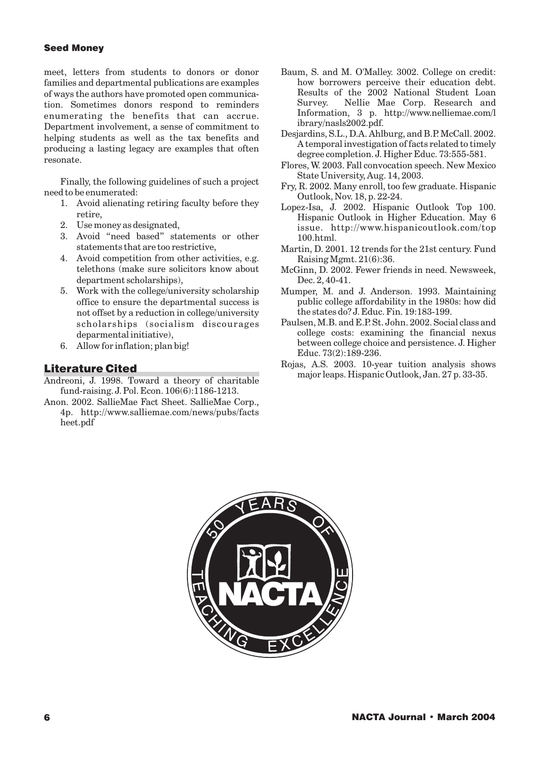meet, letters from students to donors or donor families and departmental publications are examples of ways the authors have promoted open communication. Sometimes donors respond to reminders enumerating the benefits that can accrue. Department involvement, a sense of commitment to helping students as well as the tax benefits and producing a lasting legacy are examples that often resonate.

Finally, the following guidelines of such a project need to be enumerated:

1. Avoid alienating retiring faculty before they retire,
2. Use money as designated,
3. Avoid "need based" statements or other statements that are too restrictive,
4. Avoid competition from other activities, e.g. telethons (make sure solicitors know about department scholarships),
5. Work with the college/university scholarship office to ensure the departmental success is not offset by a reduction in college/university scholarships (socialism discourages deparmental initiative),
6. Allow for inflation; plan big!

## Literature Cited

Andreoni, J. 1998. Toward a theory of charitable fund-raising. J. Pol. Econ. 106(6):1186-1213.

Anon. 2002. SallieMae Fact Sheet. SallieMae Corp., 4p. http://www.salliemae.com/news/pubs/factsheet.pdf

Baum, S. and M. O'Malley. 3002. College on credit: how borrowers perceive their education debt. Results of the 2002 National Student Loan Survey. Nellie Mae Corp. Research and Information, 3 p. http://www.nelliemae.com/library/nasls2002.pdf.

Desjardins, S.L., D.A. Ahlburg, and B.P. McCall. 2002. A temporal investigation of facts related to timely degree completion. J. Higher Educ. 73:555-581.

Flores, W. 2003. Fall convocation speech. New Mexico State University, Aug. 14, 2003.

Fry, R. 2002. Many enroll, too few graduate. Hispanic Outlook, Nov. 18, p. 22-24.

Lopez-Isa, J. 2002. Hispanic Outlook Top 100. Hispanic Outlook in Higher Education. May 6 issue. http://www.hispanicoutlook.com/top100.html.

Martin, D. 2001. 12 trends for the 21st century. Fund Raising Mgmt. 21(6):36.

McGinn, D. 2002. Fewer friends in need. Newsweek, Dec. 2, 40-41.

Mumper, M. and J. Anderson. 1993. Maintaining public college affordability in the 1980s: how did the states do? J. Educ. Fin. 19:183-199.

Paulsen, M.B. and E.P. St. John. 2002. Social class and college costs: examining the financial nexus between college choice and persistence. J. Higher Educ. 73(2):189-236.

Rojas, A.S. 2003. 10-year tuition analysis shows major leaps. Hispanic Outlook, Jan. 27 p. 33-35.